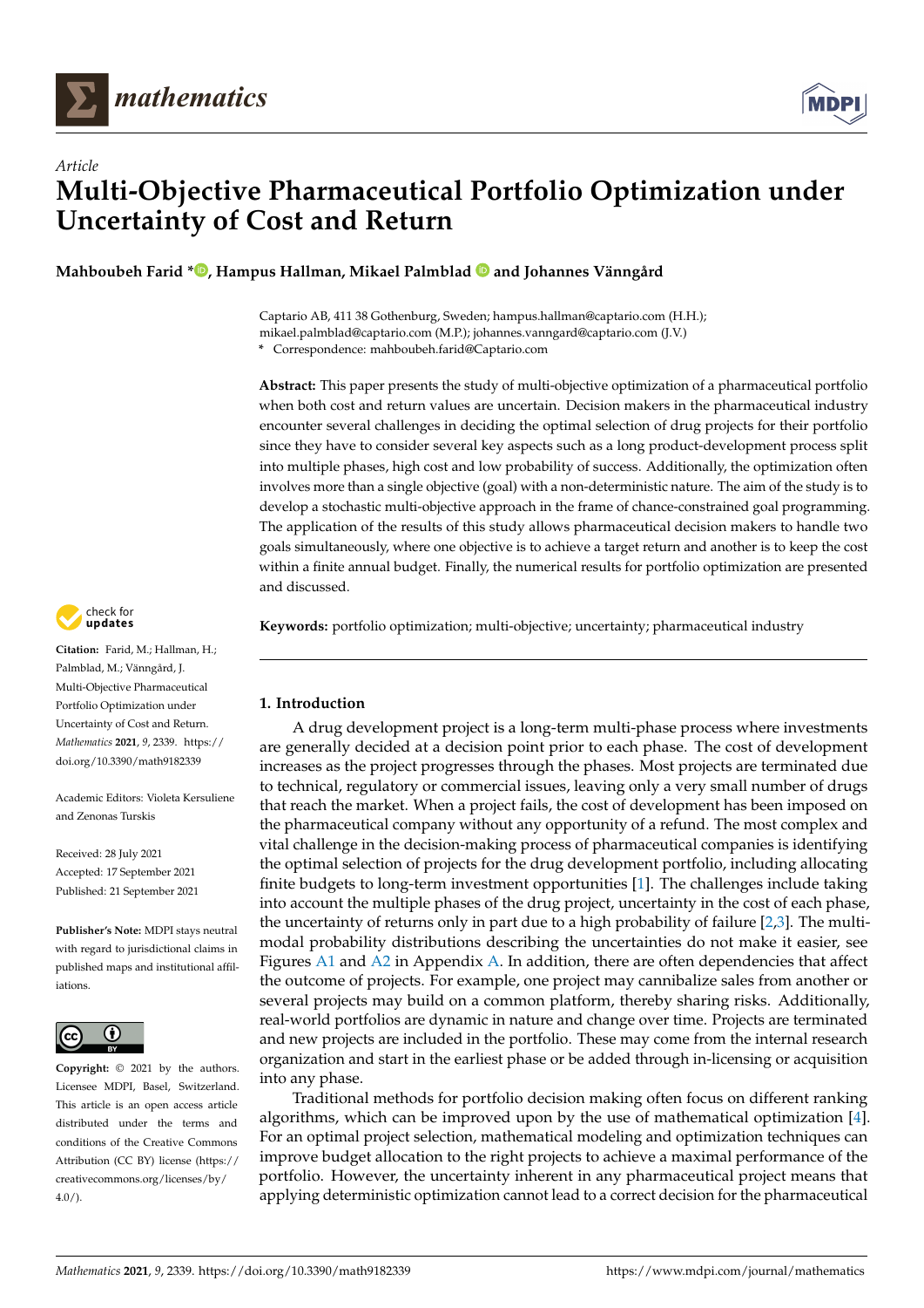*Article*

# Multi-Objective Pharmaceutical Portfolio Optimization under Uncertainty of Cost and Return

**Mahboubeh Farid *, Hampus Hallman, Mikael Palmblad and Johannes Vänngård**

Captario AB, 411 38 Gothenburg, Sweden; hampus.hallman@captario.com (H.H.); mikael.palmblad@captario.com (M.P.); johannes.vanngard@captario.com (J.V.)
\* Correspondence: mahboubeh.farid@Captario.com

**Abstract:** This paper presents the study of multi-objective optimization of a pharmaceutical portfolio when both cost and return values are uncertain. Decision makers in the pharmaceutical industry encounter several challenges in deciding the optimal selection of drug projects for their portfolio since they have to consider several key aspects such as a long product-development process split into multiple phases, high cost and low probability of success. Additionally, the optimization often involves more than a single objective (goal) with a non-deterministic nature. The aim of the study is to develop a stochastic multi-objective approach in the frame of chance-constrained goal programming. The application of the results of this study allows pharmaceutical decision makers to handle two goals simultaneously, where one objective is to achieve a target return and another is to keep the cost within a finite annual budget. Finally, the numerical results for portfolio optimization are presented and discussed.

**Keywords:** portfolio optimization; multi-objective; uncertainty; pharmaceutical industry

**Citation:** Farid, M.; Hallman, H.; Palmblad, M.; Vänngård, J. Multi-Objective Pharmaceutical Portfolio Optimization under Uncertainty of Cost and Return. *Mathematics* **2021**, *9*, 2339. https://doi.org/10.3390/math9182339

Academic Editors: Violeta Kersuliene and Zenonas Turskis

Received: 28 July 2021
Accepted: 17 September 2021
Published: 21 September 2021

**Publisher's Note:** MDPI stays neutral with regard to jurisdictional claims in published maps and institutional affiliations.

**Copyright:** © 2021 by the authors. Licensee MDPI, Basel, Switzerland. This article is an open access article distributed under the terms and conditions of the Creative Commons Attribution (CC BY) license (https://creativecommons.org/licenses/by/4.0/).

## 1. Introduction

A drug development project is a long-term multi-phase process where investments are generally decided at a decision point prior to each phase. The cost of development increases as the project progresses through the phases. Most projects are terminated due to technical, regulatory or commercial issues, leaving only a very small number of drugs that reach the market. When a project fails, the cost of development has been imposed on the pharmaceutical company without any opportunity of a refund. The most complex and vital challenge in the decision-making process of pharmaceutical companies is identifying the optimal selection of projects for the drug development portfolio, including allocating finite budgets to long-term investment opportunities [1]. The challenges include taking into account the multiple phases of the drug project, uncertainty in the cost of each phase, the uncertainty of returns only in part due to a high probability of failure [2,3]. The multi-modal probability distributions describing the uncertainties do not make it easier, see Figures A1 and A2 in Appendix A. In addition, there are often dependencies that affect the outcome of projects. For example, one project may cannibalize sales from another or several projects may build on a common platform, thereby sharing risks. Additionally, real-world portfolios are dynamic in nature and change over time. Projects are terminated and new projects are included in the portfolio. These may come from the internal research organization and start in the earliest phase or be added through in-licensing or acquisition into any phase.

Traditional methods for portfolio decision making often focus on different ranking algorithms, which can be improved upon by the use of mathematical optimization [4]. For an optimal project selection, mathematical modeling and optimization techniques can improve budget allocation to the right projects to achieve a maximal performance of the portfolio. However, the uncertainty inherent in any pharmaceutical project means that applying deterministic optimization cannot lead to a correct decision for the pharmaceutical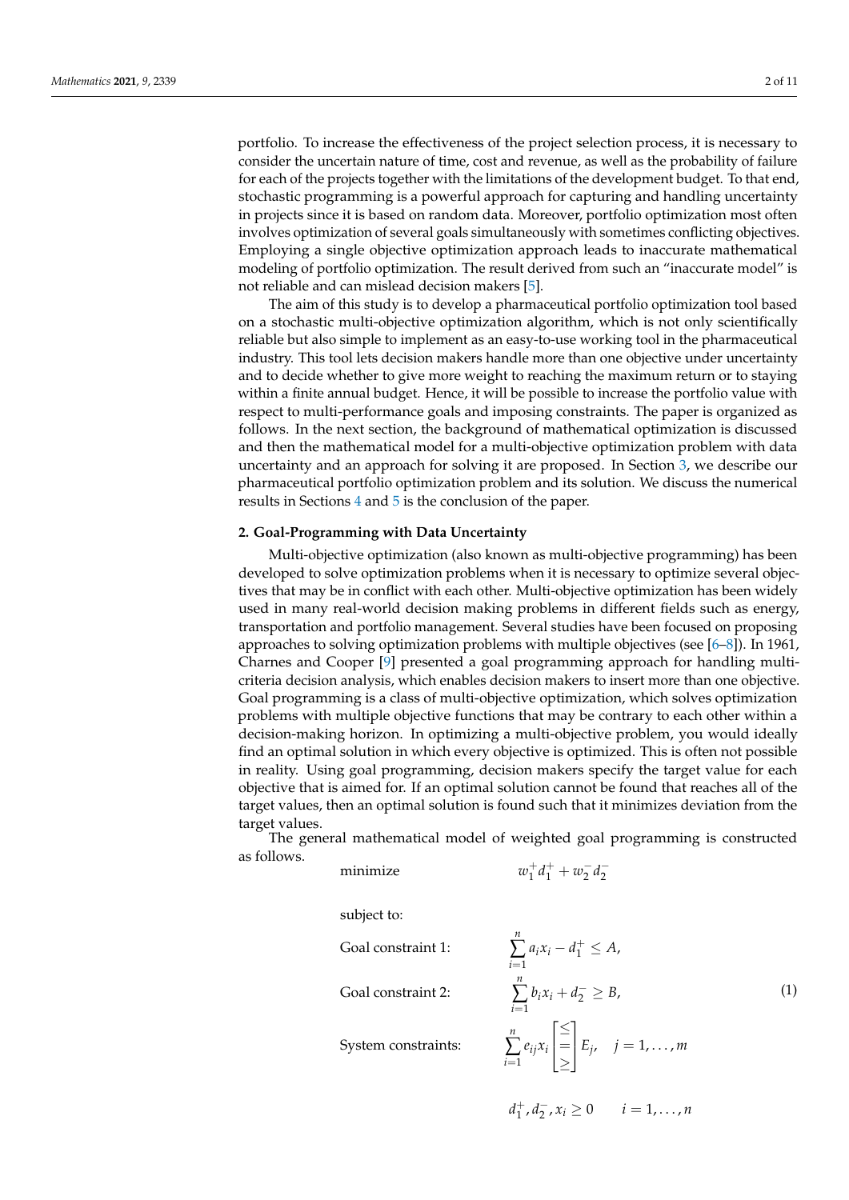portfolio. To increase the effectiveness of the project selection process, it is necessary to consider the uncertain nature of time, cost and revenue, as well as the probability of failure for each of the projects together with the limitations of the development budget. To that end, stochastic programming is a powerful approach for capturing and handling uncertainty in projects since it is based on random data. Moreover, portfolio optimization most often involves optimization of several goals simultaneously with sometimes conflicting objectives. Employing a single objective optimization approach leads to inaccurate mathematical modeling of portfolio optimization. The result derived from such an "inaccurate model" is not reliable and can mislead decision makers [5].

The aim of this study is to develop a pharmaceutical portfolio optimization tool based on a stochastic multi-objective optimization algorithm, which is not only scientifically reliable but also simple to implement as an easy-to-use working tool in the pharmaceutical industry. This tool lets decision makers handle more than one objective under uncertainty and to decide whether to give more weight to reaching the maximum return or to staying within a finite annual budget. Hence, it will be possible to increase the portfolio value with respect to multi-performance goals and imposing constraints. The paper is organized as follows. In the next section, the background of mathematical optimization is discussed and then the mathematical model for a multi-objective optimization problem with data uncertainty and an approach for solving it are proposed. In Section 3, we describe our pharmaceutical portfolio optimization problem and its solution. We discuss the numerical results in Sections 4 and 5 is the conclusion of the paper.

## 2. Goal-Programming with Data Uncertainty

Multi-objective optimization (also known as multi-objective programming) has been developed to solve optimization problems when it is necessary to optimize several objectives that may be in conflict with each other. Multi-objective optimization has been widely used in many real-world decision making problems in different fields such as energy, transportation and portfolio management. Several studies have been focused on proposing approaches to solving optimization problems with multiple objectives (see [6–8]). In 1961, Charnes and Cooper [9] presented a goal programming approach for handling multi-criteria decision analysis, which enables decision makers to insert more than one objective. Goal programming is a class of multi-objective optimization, which solves optimization problems with multiple objective functions that may be contrary to each other within a decision-making horizon. In optimizing a multi-objective problem, you would ideally find an optimal solution in which every objective is optimized. This is often not possible in reality. Using goal programming, decision makers specify the target value for each objective that is aimed for. If an optimal solution cannot be found that reaches all of the target values, then an optimal solution is found such that it minimizes deviation from the target values.

The general mathematical model of weighted goal programming is constructed as follows.

$$
\begin{aligned}
&\text{minimize} && w_1^+ d_1^+ + w_2^- d_2^- \\
&\text{subject to:} && \\
&\text{Goal constraint 1:} && \sum_{i=1}^{n} a_i x_i - d_1^+ \leq A, \\
&\text{Goal constraint 2:} && \sum_{i=1}^{n} b_i x_i + d_2^- \geq B, \\
&\text{System constraints:} && \sum_{i=1}^{n} e_{ij} x_i \begin{bmatrix} \leq \\ = \\ \geq \end{bmatrix} E_j, \quad j = 1, \ldots, m \\
& && d_1^+, d_2^-, x_i \geq 0 \qquad i = 1, \ldots, n
\end{aligned}
\tag{1}
$$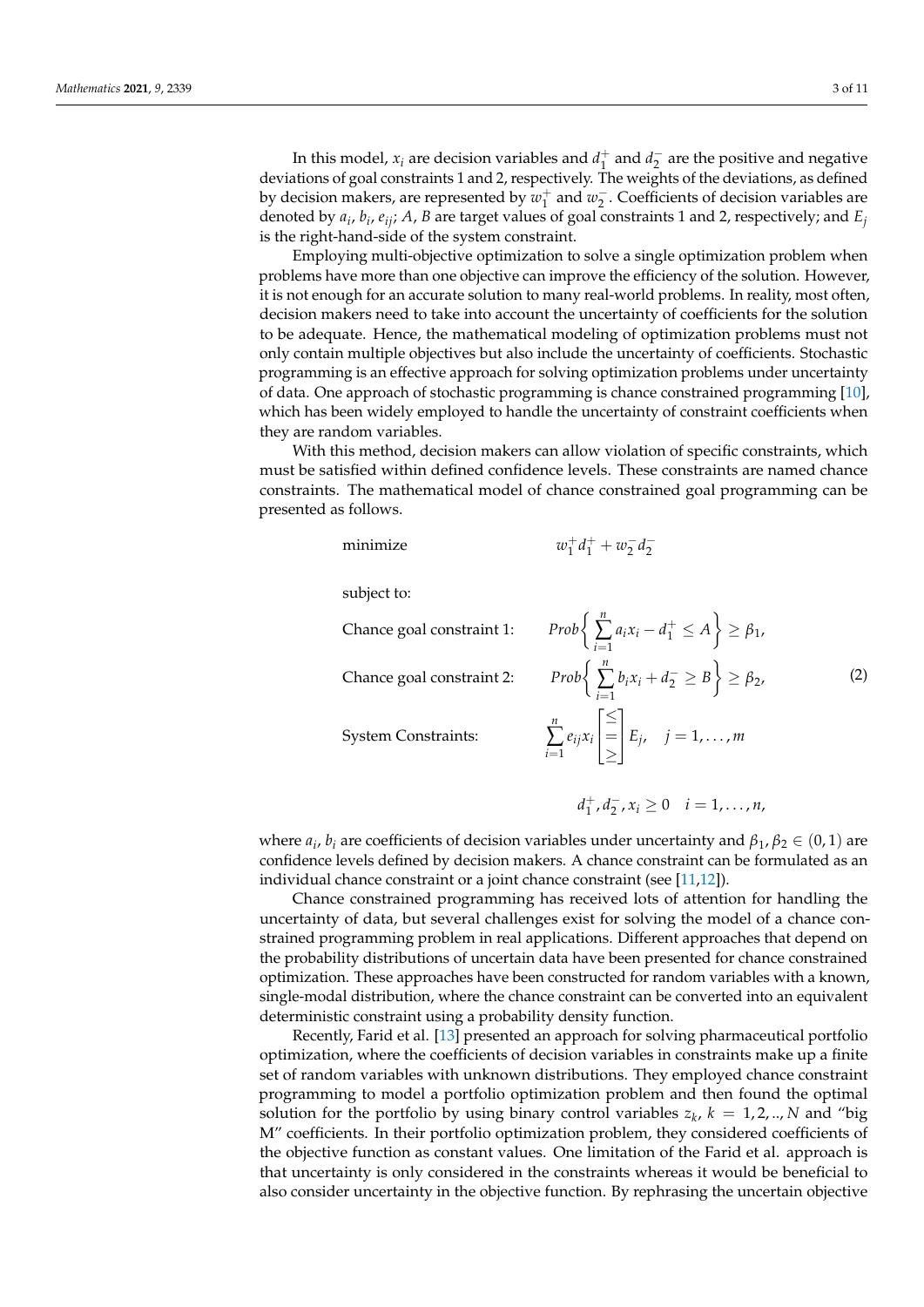In this model, $x_i$ are decision variables and $d_1^+$ and $d_2^-$ are the positive and negative deviations of goal constraints 1 and 2, respectively. The weights of the deviations, as defined by decision makers, are represented by $w_1^+$ and $w_2^-$. Coefficients of decision variables are denoted by $a_i$, $b_i$, $e_{ij}$; $A$, $B$ are target values of goal constraints 1 and 2, respectively; and $E_j$ is the right-hand-side of the system constraint.

Employing multi-objective optimization to solve a single optimization problem when problems have more than one objective can improve the efficiency of the solution. However, it is not enough for an accurate solution to many real-world problems. In reality, most often, decision makers need to take into account the uncertainty of coefficients for the solution to be adequate. Hence, the mathematical modeling of optimization problems must not only contain multiple objectives but also include the uncertainty of coefficients. Stochastic programming is an effective approach for solving optimization problems under uncertainty of data. One approach of stochastic programming is chance constrained programming [10], which has been widely employed to handle the uncertainty of constraint coefficients when they are random variables.

With this method, decision makers can allow violation of specific constraints, which must be satisfied within defined confidence levels. These constraints are named chance constraints. The mathematical model of chance constrained goal programming can be presented as follows.

$$
\begin{aligned}
&\text{minimize} && w_1^+ d_1^+ + w_2^- d_2^- \\
&\text{subject to:} && \\
&\text{Chance goal constraint 1:} && Prob\left\{ \sum_{i=1}^{n} a_i x_i - d_1^+ \leq A \right\} \geq \beta_1, \\
&\text{Chance goal constraint 2:} && Prob\left\{ \sum_{i=1}^{n} b_i x_i + d_2^- \geq B \right\} \geq \beta_2, \\
&\text{System Constraints:} && \sum_{i=1}^{n} e_{ij} x_i \begin{bmatrix} \leq \\ = \\ \geq \end{bmatrix} E_j, \quad j = 1, \ldots, m \\
& && d_1^+, d_2^-, x_i \geq 0 \quad i = 1, \ldots, n,
\end{aligned}
\tag{2}
$$

where $a_i$, $b_i$ are coefficients of decision variables under uncertainty and $\beta_1, \beta_2 \in (0, 1)$ are confidence levels defined by decision makers. A chance constraint can be formulated as an individual chance constraint or a joint chance constraint (see [11,12]).

Chance constrained programming has received lots of attention for handling the uncertainty of data, but several challenges exist for solving the model of a chance constrained programming problem in real applications. Different approaches that depend on the probability distributions of uncertain data have been presented for chance constrained optimization. These approaches have been constructed for random variables with a known, single-modal distribution, where the chance constraint can be converted into an equivalent deterministic constraint using a probability density function.

Recently, Farid et al. [13] presented an approach for solving pharmaceutical portfolio optimization, where the coefficients of decision variables in constraints make up a finite set of random variables with unknown distributions. They employed chance constraint programming to model a portfolio optimization problem and then found the optimal solution for the portfolio by using binary control variables $z_k$, $k = 1, 2, .., N$ and "big M" coefficients. In their portfolio optimization problem, they considered coefficients of the objective function as constant values. One limitation of the Farid et al. approach is that uncertainty is only considered in the constraints whereas it would be beneficial to also consider uncertainty in the objective function. By rephrasing the uncertain objective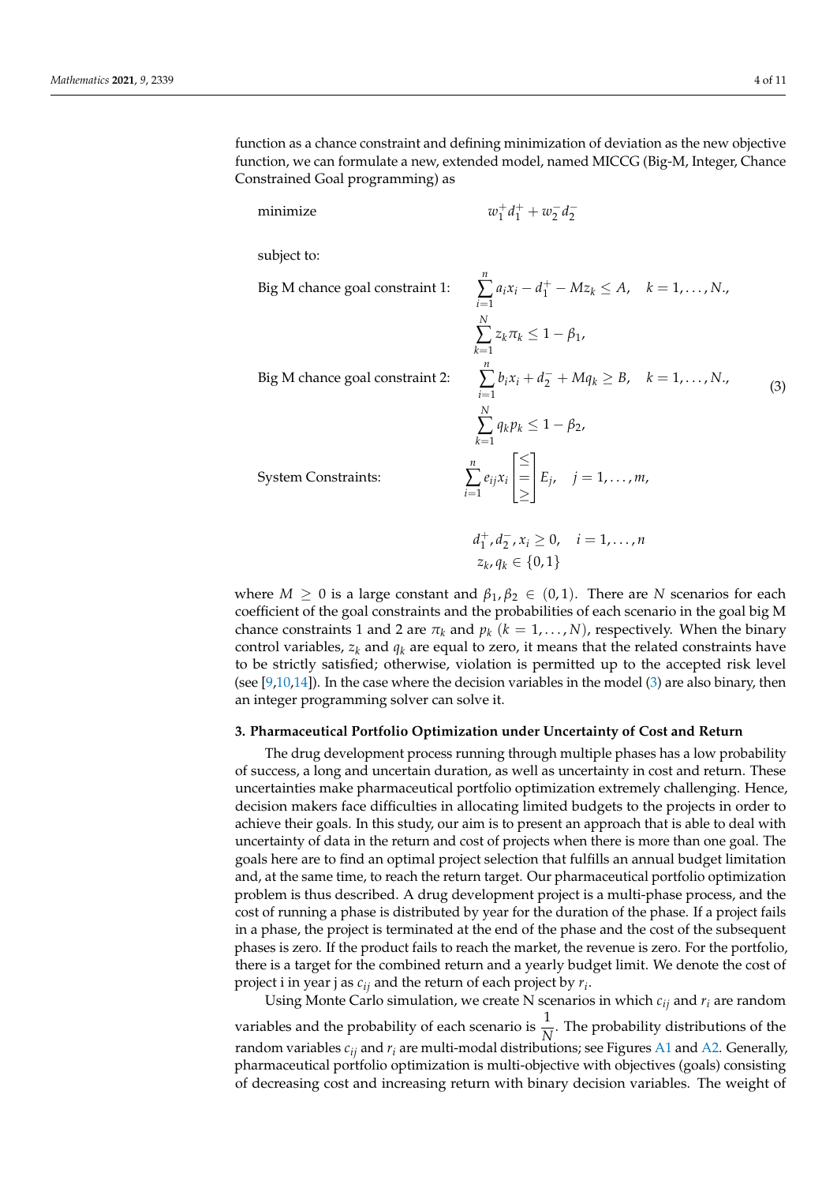function as a chance constraint and defining minimization of deviation as the new objective function, we can formulate a new, extended model, named MICCG (Big-M, Integer, Chance Constrained Goal programming) as

$$
\begin{aligned}
&\text{minimize} && w_1^+ d_1^+ + w_2^- d_2^- \\
&\text{subject to:} && \\
&\text{Big M chance goal constraint 1:} && \sum_{i=1}^{n} a_i x_i - d_1^+ - M z_k \leq A, \quad k = 1, \ldots, N., \\
& && \sum_{k=1}^{N} z_k \pi_k \leq 1 - \beta_1, \\
&\text{Big M chance goal constraint 2:} && \sum_{i=1}^{n} b_i x_i + d_2^- + M q_k \geq B, \quad k = 1, \ldots, N., \\
& && \sum_{k=1}^{N} q_k p_k \leq 1 - \beta_2, \\
&\text{System Constraints:} && \sum_{i=1}^{n} e_{ij} x_i \begin{bmatrix} \leq \\ = \\ \geq \end{bmatrix} E_j, \quad j = 1, \ldots, m, \\
& && d_1^+, d_2^-, x_i \geq 0, \quad i = 1, \ldots, n \\
& && z_k, q_k \in \{0, 1\}
\end{aligned}
\tag{3}
$$

where $M \geq 0$ is a large constant and $\beta_1, \beta_2 \in (0, 1)$. There are $N$ scenarios for each coefficient of the goal constraints and the probabilities of each scenario in the goal big M chance constraints 1 and 2 are $\pi_k$ and $p_k$ $(k = 1, \ldots, N)$, respectively. When the binary control variables, $z_k$ and $q_k$ are equal to zero, it means that the related constraints have to be strictly satisfied; otherwise, violation is permitted up to the accepted risk level (see [9,10,14]). In the case where the decision variables in the model (3) are also binary, then an integer programming solver can solve it.

### 3. Pharmaceutical Portfolio Optimization under Uncertainty of Cost and Return

The drug development process running through multiple phases has a low probability of success, a long and uncertain duration, as well as uncertainty in cost and return. These uncertainties make pharmaceutical portfolio optimization extremely challenging. Hence, decision makers face difficulties in allocating limited budgets to the projects in order to achieve their goals. In this study, our aim is to present an approach that is able to deal with uncertainty of data in the return and cost of projects when there is more than one goal. The goals here are to find an optimal project selection that fulfills an annual budget limitation and, at the same time, to reach the return target. Our pharmaceutical portfolio optimization problem is thus described. A drug development project is a multi-phase process, and the cost of running a phase is distributed by year for the duration of the phase. If a project fails in a phase, the project is terminated at the end of the phase and the cost of the subsequent phases is zero. If the product fails to reach the market, the revenue is zero. For the portfolio, there is a target for the combined return and a yearly budget limit. We denote the cost of project i in year j as $c_{ij}$ and the return of each project by $r_i$.

Using Monte Carlo simulation, we create N scenarios in which $c_{ij}$ and $r_i$ are random variables and the probability of each scenario is $\frac{1}{N}$. The probability distributions of the random variables $c_{ij}$ and $r_i$ are multi-modal distributions; see Figures A1 and A2. Generally, pharmaceutical portfolio optimization is multi-objective with objectives (goals) consisting of decreasing cost and increasing return with binary decision variables. The weight of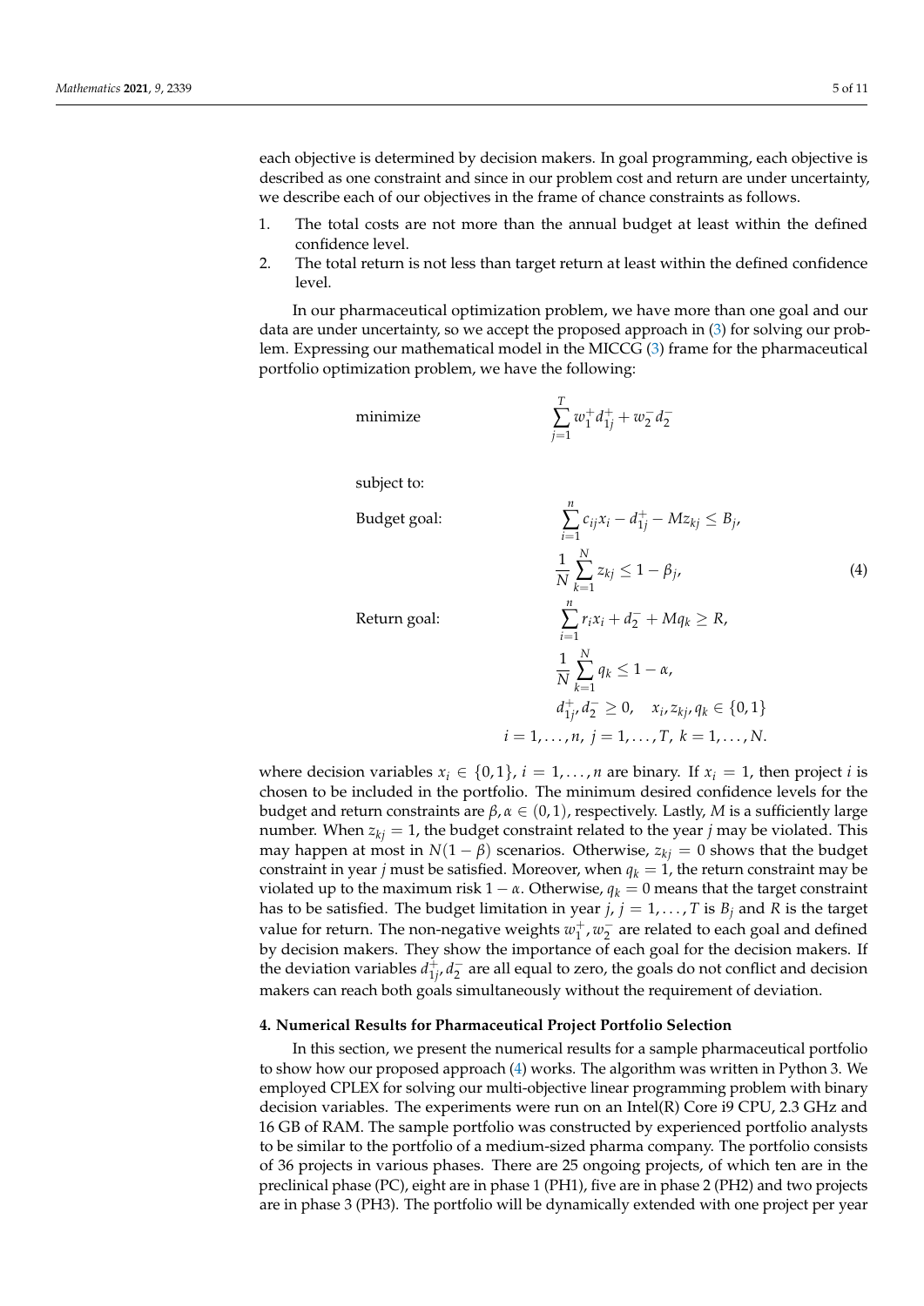each objective is determined by decision makers. In goal programming, each objective is described as one constraint and since in our problem cost and return are under uncertainty, we describe each of our objectives in the frame of chance constraints as follows.

1. The total costs are not more than the annual budget at least within the defined confidence level.
2. The total return is not less than target return at least within the defined confidence level.

In our pharmaceutical optimization problem, we have more than one goal and our data are under uncertainty, so we accept the proposed approach in (3) for solving our problem. Expressing our mathematical model in the MICCG (3) frame for the pharmaceutical portfolio optimization problem, we have the following:

$$
\begin{aligned}
&\text{minimize} && \sum_{j=1}^{T} w_1^+ d_{1j}^+ + w_2^- d_2^- \\
&\text{subject to:} && \\
&\text{Budget goal:} && \sum_{i=1}^{n} c_{ij} x_i - d_{1j}^+ - M z_{kj} \le B_j, \\
& && \frac{1}{N} \sum_{k=1}^{N} z_{kj} \le 1 - \beta_j, \\
&\text{Return goal:} && \sum_{i=1}^{n} r_i x_i + d_2^- + M q_k \ge R, \\
& && \frac{1}{N} \sum_{k=1}^{N} q_k \le 1 - \alpha, \\
& && d_{1j}^+, d_2^- \ge 0, \quad x_i, z_{kj}, q_k \in \{0,1\} \\
& && i = 1, \dots, n,\ j = 1, \dots, T,\ k = 1, \dots, N.
\end{aligned}
\tag{4}
$$

where decision variables $x_i \in \{0,1\}$, $i = 1, \dots, n$ are binary. If $x_i = 1$, then project $i$ is chosen to be included in the portfolio. The minimum desired confidence levels for the budget and return constraints are $\beta, \alpha \in (0,1)$, respectively. Lastly, $M$ is a sufficiently large number. When $z_{kj} = 1$, the budget constraint related to the year $j$ may be violated. This may happen at most in $N(1-\beta)$ scenarios. Otherwise, $z_{kj} = 0$ shows that the budget constraint in year $j$ must be satisfied. Moreover, when $q_k = 1$, the return constraint may be violated up to the maximum risk $1-\alpha$. Otherwise, $q_k = 0$ means that the target constraint has to be satisfied. The budget limitation in year $j$, $j = 1, \dots, T$ is $B_j$ and $R$ is the target value for return. The non-negative weights $w_1^+, w_2^-$ are related to each goal and defined by decision makers. They show the importance of each goal for the decision makers. If the deviation variables $d_{1j}^+, d_2^-$ are all equal to zero, the goals do not conflict and decision makers can reach both goals simultaneously without the requirement of deviation.

## 4. Numerical Results for Pharmaceutical Project Portfolio Selection

In this section, we present the numerical results for a sample pharmaceutical portfolio to show how our proposed approach (4) works. The algorithm was written in Python 3. We employed CPLEX for solving our multi-objective linear programming problem with binary decision variables. The experiments were run on an Intel(R) Core i9 CPU, 2.3 GHz and 16 GB of RAM. The sample portfolio was constructed by experienced portfolio analysts to be similar to the portfolio of a medium-sized pharma company. The portfolio consists of 36 projects in various phases. There are 25 ongoing projects, of which ten are in the preclinical phase (PC), eight are in phase 1 (PH1), five are in phase 2 (PH2) and two projects are in phase 3 (PH3). The portfolio will be dynamically extended with one project per year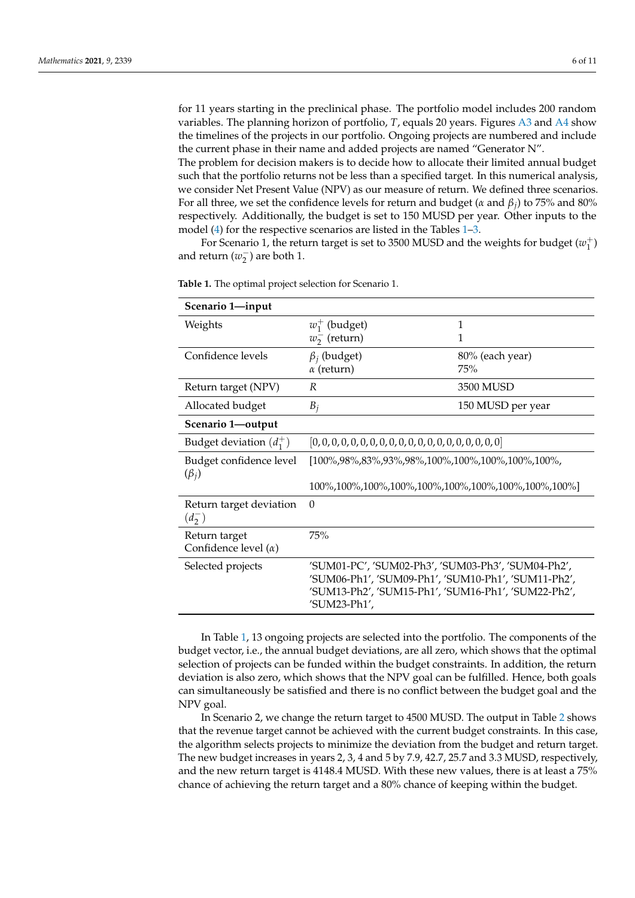for 11 years starting in the preclinical phase. The portfolio model includes 200 random variables. The planning horizon of portfolio, $T$, equals 20 years. Figures A3 and A4 show the timelines of the projects in our portfolio. Ongoing projects are numbered and include the current phase in their name and added projects are named "Generator N".

The problem for decision makers is to decide how to allocate their limited annual budget such that the portfolio returns not be less than a specified target. In this numerical analysis, we consider Net Present Value (NPV) as our measure of return. We defined three scenarios. For all three, we set the confidence levels for return and budget ($\alpha$ and $\beta_j$) to 75% and 80% respectively. Additionally, the budget is set to 150 MUSD per year. Other inputs to the model (4) for the respective scenarios are listed in the Tables 1–3.

For Scenario 1, the return target is set to 3500 MUSD and the weights for budget ($w_1^+$) and return ($w_2^-$) are both 1.

**Table 1.** The optimal project selection for Scenario 1.

| **Scenario 1—input** | | |
|---|---|---|
| Weights | $w_1^+$ (budget)<br>$w_2^-$ (return) | 1<br>1 |
| Confidence levels | $\beta_j$ (budget)<br>$\alpha$ (return) | 80% (each year)<br>75% |
| Return target (NPV) | $R$ | 3500 MUSD |
| Allocated budget | $B_j$ | 150 MUSD per year |
| **Scenario 1—output** | | |
| Budget deviation ($d_1^+$) | $[0,0,0,0,0,0,0,0,0,0,0,0,0,0,0,0,0,0,0,0]$ | |
| Budget confidence level ($\beta_j$) | [100%,98%,83%,93%,98%,100%,100%,100%,100%,100%,<br>100%,100%,100%,100%,100%,100%,100%,100%,100%,100%] | |
| Return target deviation ($d_2^-$) | 0 | |
| Return target Confidence level ($\alpha$) | 75% | |
| Selected projects | 'SUM01-PC', 'SUM02-Ph3', 'SUM03-Ph3', 'SUM04-Ph2', 'SUM06-Ph1', 'SUM09-Ph1', 'SUM10-Ph1', 'SUM11-Ph2', 'SUM13-Ph2', 'SUM15-Ph1', 'SUM16-Ph1', 'SUM22-Ph2', 'SUM23-Ph1', | |

In Table 1, 13 ongoing projects are selected into the portfolio. The components of the budget vector, i.e., the annual budget deviations, are all zero, which shows that the optimal selection of projects can be funded within the budget constraints. In addition, the return deviation is also zero, which shows that the NPV goal can be fulfilled. Hence, both goals can simultaneously be satisfied and there is no conflict between the budget goal and the NPV goal.

In Scenario 2, we change the return target to 4500 MUSD. The output in Table 2 shows that the revenue target cannot be achieved with the current budget constraints. In this case, the algorithm selects projects to minimize the deviation from the budget and return target. The new budget increases in years 2, 3, 4 and 5 by 7.9, 42.7, 25.7 and 3.3 MUSD, respectively, and the new return target is 4148.4 MUSD. With these new values, there is at least a 75% chance of achieving the return target and a 80% chance of keeping within the budget.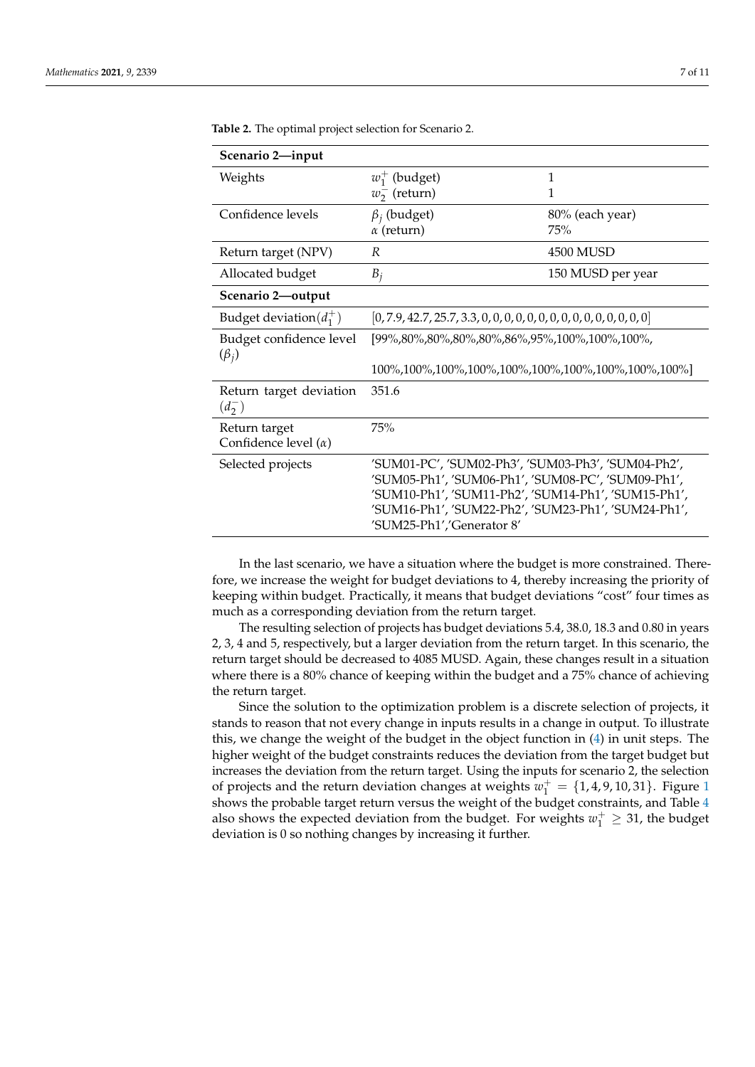**Table 2.** The optimal project selection for Scenario 2.

| **Scenario 2—input** | | |
|---|---|---|
| Weights | $w_1^+$ (budget)<br>$w_2^-$ (return) | 1<br>1 |
| Confidence levels | $\beta_j$ (budget)<br>$\alpha$ (return) | 80% (each year)<br>75% |
| Return target (NPV) | $R$ | 4500 MUSD |
| Allocated budget | $B_j$ | 150 MUSD per year |
| **Scenario 2—output** | | |
| Budget deviation$(d_1^+)$ | $[0, 7.9, 42.7, 25.7, 3.3, 0, 0, 0, 0, 0, 0, 0, 0, 0, 0, 0, 0, 0, 0, 0]$ | |
| Budget confidence level $(\beta_j)$ | [99%,80%,80%,80%,80%,86%,95%,100%,100%,100%,<br>100%,100%,100%,100%,100%,100%,100%,100%,100%,100%] | |
| Return target deviation $(d_2^-)$ | 351.6 | |
| Return target Confidence level $(\alpha)$ | 75% | |
| Selected projects | 'SUM01-PC', 'SUM02-Ph3', 'SUM03-Ph3', 'SUM04-Ph2', 'SUM05-Ph1', 'SUM06-Ph1', 'SUM08-PC', 'SUM09-Ph1', 'SUM10-Ph1', 'SUM11-Ph2', 'SUM14-Ph1', 'SUM15-Ph1', 'SUM16-Ph1', 'SUM22-Ph2', 'SUM23-Ph1', 'SUM24-Ph1', 'SUM25-Ph1','Generator 8' | |

In the last scenario, we have a situation where the budget is more constrained. Therefore, we increase the weight for budget deviations to 4, thereby increasing the priority of keeping within budget. Practically, it means that budget deviations "cost" four times as much as a corresponding deviation from the return target.

The resulting selection of projects has budget deviations 5.4, 38.0, 18.3 and 0.80 in years 2, 3, 4 and 5, respectively, but a larger deviation from the return target. In this scenario, the return target should be decreased to 4085 MUSD. Again, these changes result in a situation where there is a 80% chance of keeping within the budget and a 75% chance of achieving the return target.

Since the solution to the optimization problem is a discrete selection of projects, it stands to reason that not every change in inputs results in a change in output. To illustrate this, we change the weight of the budget in the object function in (4) in unit steps. The higher weight of the budget constraints reduces the deviation from the target budget but increases the deviation from the return target. Using the inputs for scenario 2, the selection of projects and the return deviation changes at weights $w_1^+ = \{1, 4, 9, 10, 31\}$. Figure 1 shows the probable target return versus the weight of the budget constraints, and Table 4 also shows the expected deviation from the budget. For weights $w_1^+ \geq 31$, the budget deviation is 0 so nothing changes by increasing it further.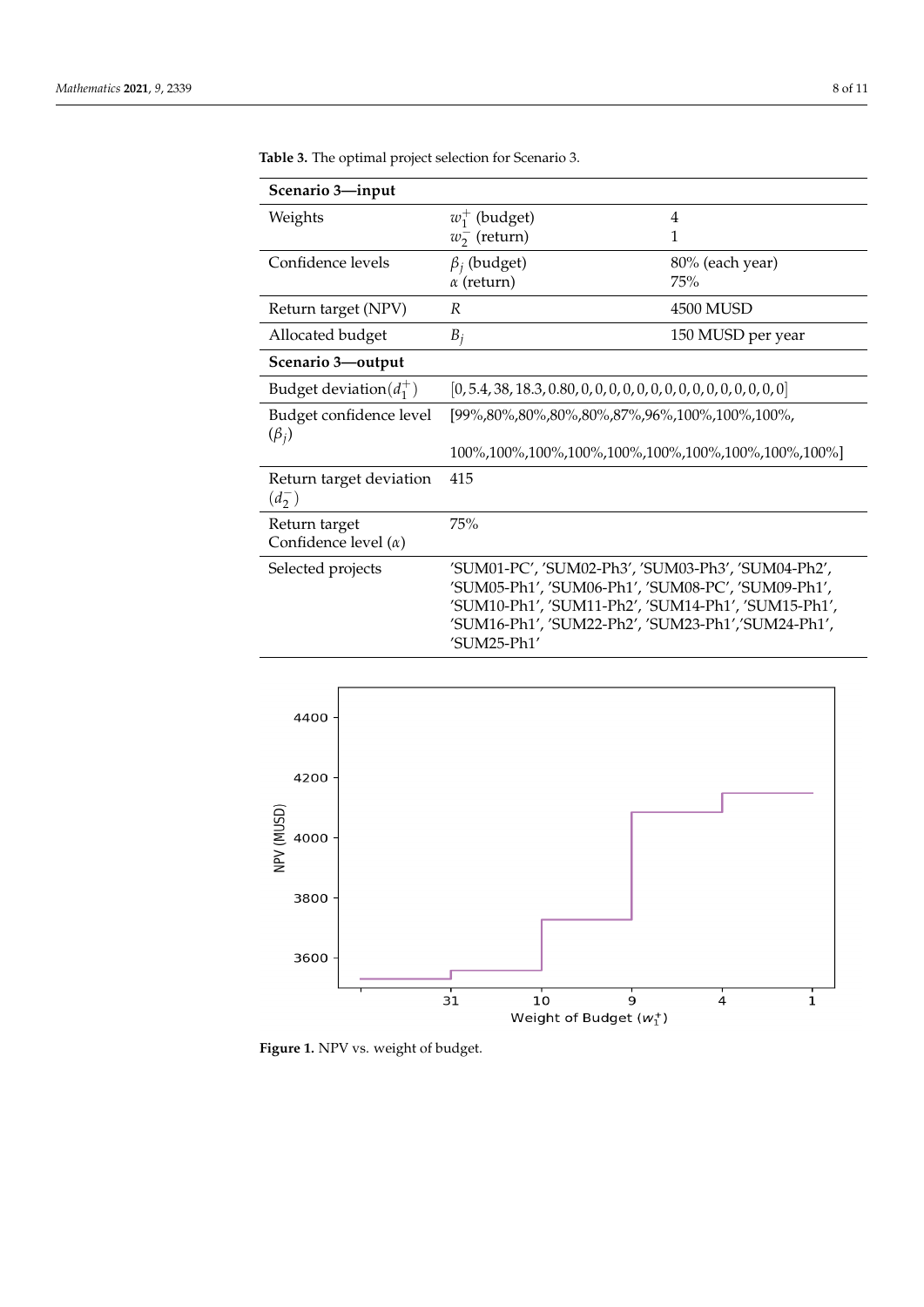**Table 3.** The optimal project selection for Scenario 3.

| **Scenario 3—input** | | |
|---|---|---|
| Weights | $w_1^+$ (budget)<br>$w_2^-$ (return) | 4<br>1 |
| Confidence levels | $\beta_j$ (budget)<br>$\alpha$ (return) | 80% (each year)<br>75% |
| Return target (NPV) | $R$ | 4500 MUSD |
| Allocated budget | $B_j$ | 150 MUSD per year |
| **Scenario 3—output** | | |
| Budget deviation($d_1^+$) | $[0, 5.4, 38, 18.3, 0.80, 0, 0, 0, 0, 0, 0, 0, 0, 0, 0, 0, 0, 0, 0, 0]$ | |
| Budget confidence level ($\beta_j$) | [99%,80%,80%,80%,80%,87%,96%,100%,100%,100%,<br>100%,100%,100%,100%,100%,100%,100%,100%,100%,100%] | |
| Return target deviation ($d_2^-$) | 415 | |
| Return target Confidence level ($\alpha$) | 75% | |
| Selected projects | 'SUM01-PC', 'SUM02-Ph3', 'SUM03-Ph3', 'SUM04-Ph2', 'SUM05-Ph1', 'SUM06-Ph1', 'SUM08-PC', 'SUM09-Ph1', 'SUM10-Ph1', 'SUM11-Ph2', 'SUM14-Ph1', 'SUM15-Ph1', 'SUM16-Ph1', 'SUM22-Ph2', 'SUM23-Ph1','SUM24-Ph1', 'SUM25-Ph1' | |

**Figure 1.** NPV vs. weight of budget.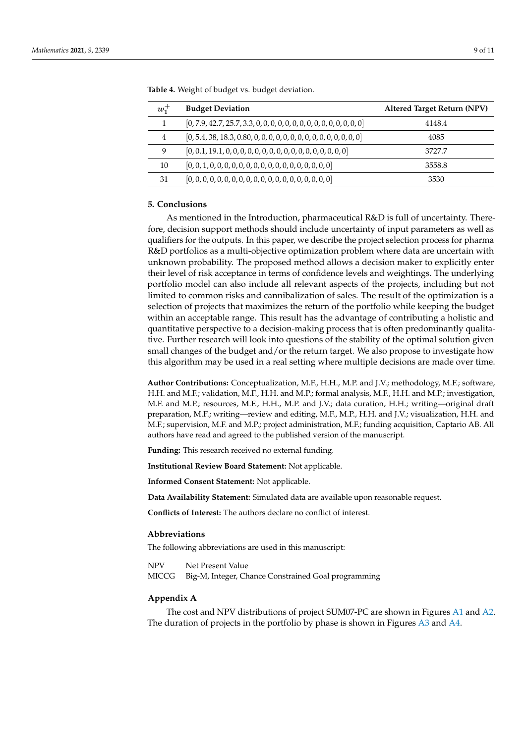**Table 4.** Weight of budget vs. budget deviation.

| $w_1^+$ | Budget Deviation | Altered Target Return (NPV) |
| --- | --- | --- |
| 1 | $[0, 7.9, 42.7, 25.7, 3.3, 0, 0, 0, 0, 0, 0, 0, 0, 0, 0, 0, 0, 0, 0, 0]$ | 4148.4 |
| 4 | $[0, 5.4, 38, 18.3, 0.80, 0, 0, 0, 0, 0, 0, 0, 0, 0, 0, 0, 0, 0, 0, 0]$ | 4085 |
| 9 | $[0, 0.1, 19.1, 0, 0, 0, 0, 0, 0, 0, 0, 0, 0, 0, 0, 0, 0, 0, 0, 0]$ | 3727.7 |
| 10 | $[0, 0, 1, 0, 0, 0, 0, 0, 0, 0, 0, 0, 0, 0, 0, 0, 0, 0, 0, 0]$ | 3558.8 |
| 31 | $[0, 0, 0, 0, 0, 0, 0, 0, 0, 0, 0, 0, 0, 0, 0, 0, 0, 0, 0, 0]$ | 3530 |

## 5. Conclusions

As mentioned in the Introduction, pharmaceutical R&D is full of uncertainty. Therefore, decision support methods should include uncertainty of input parameters as well as qualifiers for the outputs. In this paper, we describe the project selection process for pharma R&D portfolios as a multi-objective optimization problem where data are uncertain with unknown probability. The proposed method allows a decision maker to explicitly enter their level of risk acceptance in terms of confidence levels and weightings. The underlying portfolio model can also include all relevant aspects of the projects, including but not limited to common risks and cannibalization of sales. The result of the optimization is a selection of projects that maximizes the return of the portfolio while keeping the budget within an acceptable range. This result has the advantage of contributing a holistic and quantitative perspective to a decision-making process that is often predominantly qualitative. Further research will look into questions of the stability of the optimal solution given small changes of the budget and/or the return target. We also propose to investigate how this algorithm may be used in a real setting where multiple decisions are made over time.

**Author Contributions:** Conceptualization, M.F., H.H., M.P. and J.V.; methodology, M.F.; software, H.H. and M.F.; validation, M.F., H.H. and M.P.; formal analysis, M.F., H.H. and M.P.; investigation, M.F. and M.P.; resources, M.F., H.H., M.P. and J.V.; data curation, H.H.; writing—original draft preparation, M.F.; writing—review and editing, M.F., M.P., H.H. and J.V.; visualization, H.H. and M.F.; supervision, M.F. and M.P.; project administration, M.F.; funding acquisition, Captario AB. All authors have read and agreed to the published version of the manuscript.

**Funding:** This research received no external funding.

**Institutional Review Board Statement:** Not applicable.

**Informed Consent Statement:** Not applicable.

**Data Availability Statement:** Simulated data are available upon reasonable request.

**Conflicts of Interest:** The authors declare no conflict of interest.

## Abbreviations

The following abbreviations are used in this manuscript:

| | |
| --- | --- |
| NPV | Net Present Value |
| MICCG | Big-M, Integer, Chance Constrained Goal programming |

## Appendix A

The cost and NPV distributions of project SUM07-PC are shown in Figures A1 and A2. The duration of projects in the portfolio by phase is shown in Figures A3 and A4.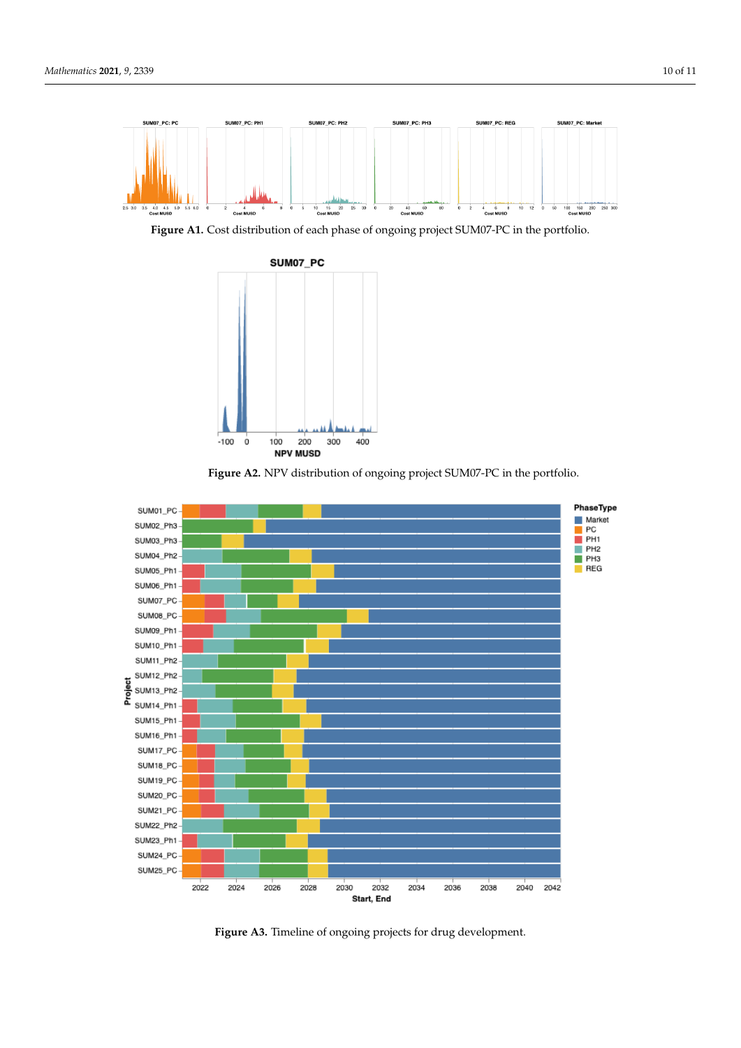**Figure A1.** Cost distribution of each phase of ongoing project SUM07-PC in the portfolio.

**Figure A2.** NPV distribution of ongoing project SUM07-PC in the portfolio.

**Figure A3.** Timeline of ongoing projects for drug development.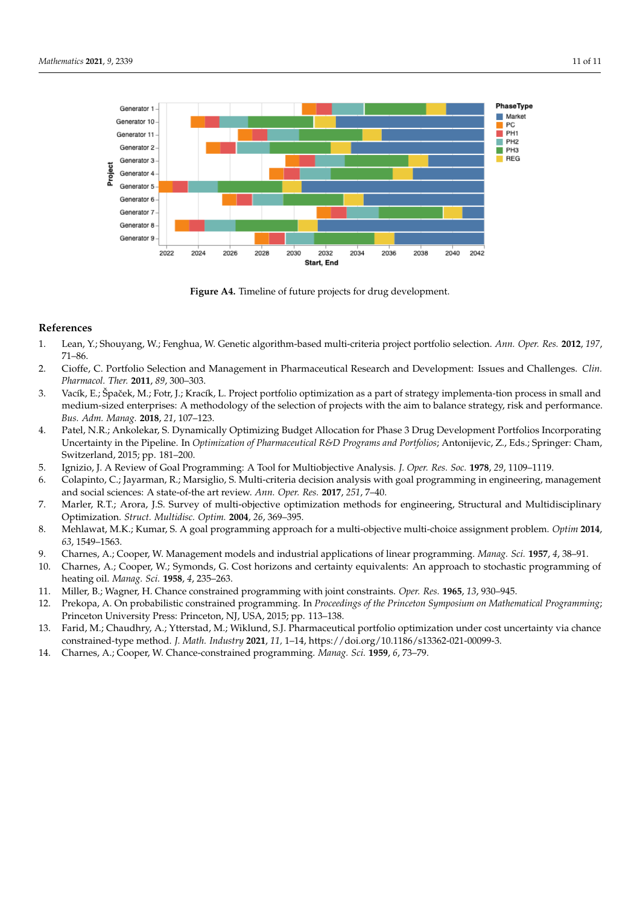PhaseType
Market
PC
PH1
PH2
PH3
REG

Project
Generator 1
Generator 10
Generator 11
Generator 2
Generator 3
Generator 4
Generator 5
Generator 6
Generator 7
Generator 8
Generator 9

2022 2024 2026 2028 2030 2032 2034 2036 2038 2040 2042
Start, End

**Figure A4.** Timeline of future projects for drug development.

## References

1. Lean, Y.; Shouyang, W.; Fenghua, W. Genetic algorithm-based multi-criteria project portfolio selection. *Ann. Oper. Res.* **2012**, *197*, 71–86.
2. Cioffe, C. Portfolio Selection and Management in Pharmaceutical Research and Development: Issues and Challenges. *Clin. Pharmacol. Ther.* **2011**, *89*, 300–303.
3. Vacík, E.; Špaček, M.; Fotr, J.; Kracík, L. Project portfolio optimization as a part of strategy implementa-tion process in small and medium-sized enterprises: A methodology of the selection of projects with the aim to balance strategy, risk and performance. *Bus. Adm. Manag.* **2018**, *21*, 107–123.
4. Patel, N.R.; Ankolekar, S. Dynamically Optimizing Budget Allocation for Phase 3 Drug Development Portfolios Incorporating Uncertainty in the Pipeline. In *Optimization of Pharmaceutical R&D Programs and Portfolios*; Antonijevic, Z., Eds.; Springer: Cham, Switzerland, 2015; pp. 181–200.
5. Ignizio, J. A Review of Goal Programming: A Tool for Multiobjective Analysis. *J. Oper. Res. Soc.* **1978**, *29*, 1109–1119.
6. Colapinto, C.; Jayarman, R.; Marsiglio, S. Multi-criteria decision analysis with goal programming in engineering, management and social sciences: A state-of-the art review. *Ann. Oper. Res.* **2017**, *251*, 7–40.
7. Marler, R.T.; Arora, J.S. Survey of multi-objective optimization methods for engineering, Structural and Multidisciplinary Optimization. *Struct. Multidisc. Optim.* **2004**, *26*, 369–395.
8. Mehlawat, M.K.; Kumar, S. A goal programming approach for a multi-objective multi-choice assignment problem. *Optim* **2014**, *63*, 1549–1563.
9. Charnes, A.; Cooper, W. Management models and industrial applications of linear programming. *Manag. Sci.* **1957**, *4*, 38–91.
10. Charnes, A.; Cooper, W.; Symonds, G. Cost horizons and certainty equivalents: An approach to stochastic programming of heating oil. *Manag. Sci.* **1958**, *4*, 235–263.
11. Miller, B.; Wagner, H. Chance constrained programming with joint constraints. *Oper. Res.* **1965**, *13*, 930–945.
12. Prekopa, A. On probabilistic constrained programming. In *Proceedings of the Princeton Symposium on Mathematical Programming*; Princeton University Press: Princeton, NJ, USA, 2015; pp. 113–138.
13. Farid, M.; Chaudhry, A.; Ytterstad, M.; Wiklund, S.J. Pharmaceutical portfolio optimization under cost uncertainty via chance constrained-type method. *J. Math. Industry* **2021**, *11*, 1–14, https://doi.org/10.1186/s13362-021-00099-3.
14. Charnes, A.; Cooper, W. Chance-constrained programming. *Manag. Sci.* **1959**, *6*, 73–79.